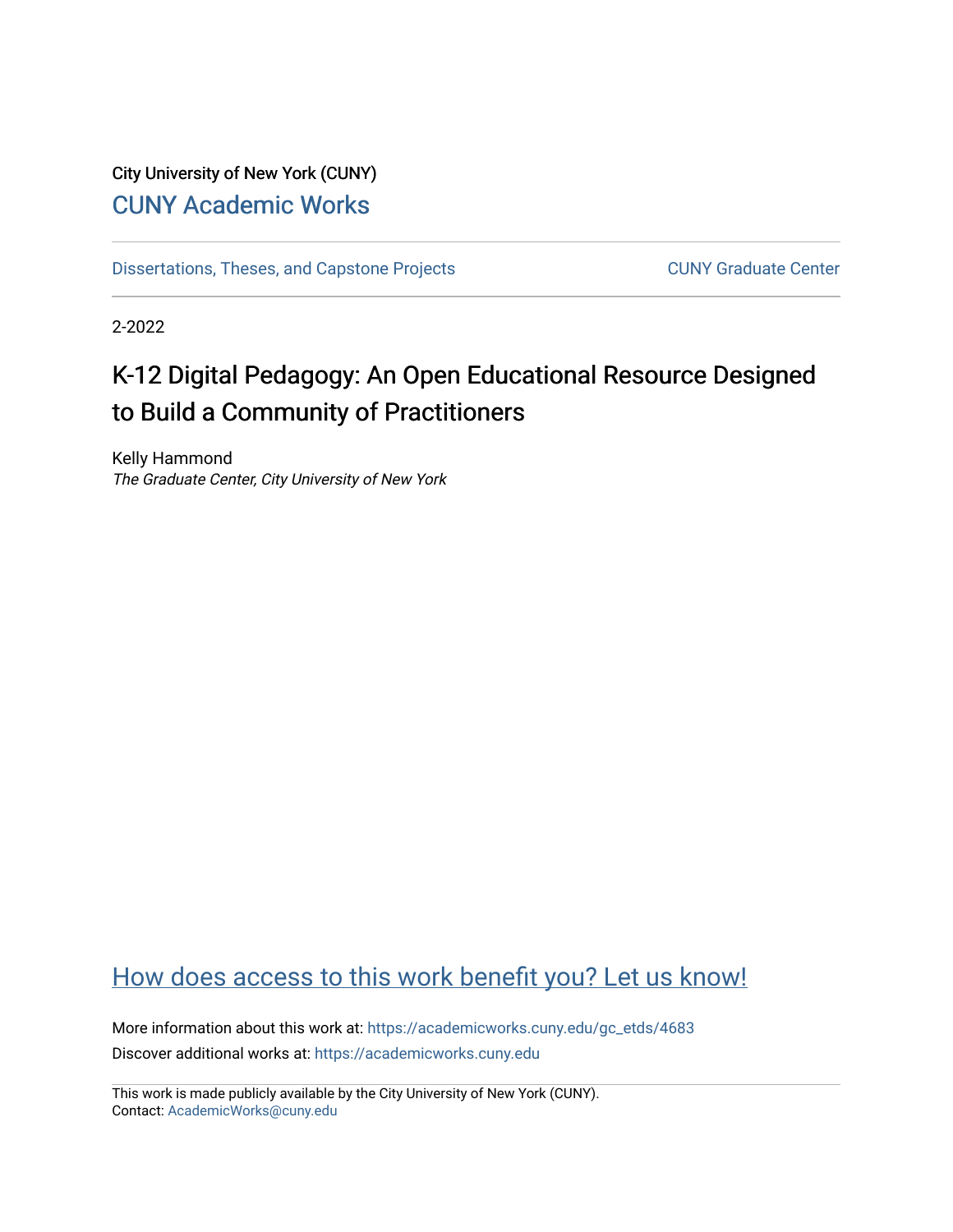City University of New York (CUNY)

CUNY Academic Works

Dissertations, Theses, and Capstone Projects

CUNY Graduate Center

2-2022

# K-12 Digital Pedagogy: An Open Educational Resource Designed to Build a Community of Practitioners

Kelly Hammond
*The Graduate Center, City University of New York*

How does access to this work benefit you? Let us know!

More information about this work at: https://academicworks.cuny.edu/gc_etds/4683
Discover additional works at: https://academicworks.cuny.edu

This work is made publicly available by the City University of New York (CUNY).
Contact: AcademicWorks@cuny.edu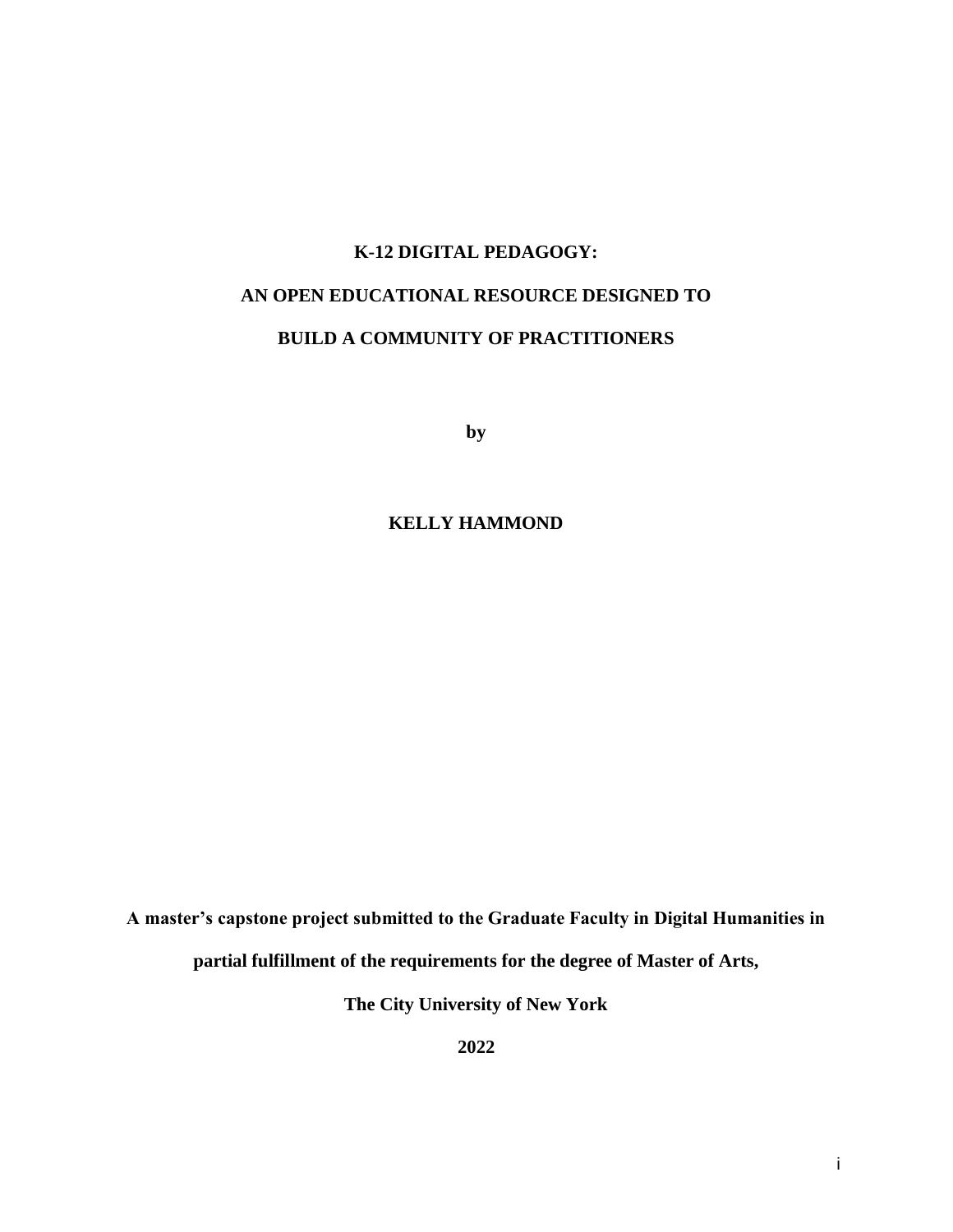# K-12 DIGITAL PEDAGOGY:

# AN OPEN EDUCATIONAL RESOURCE DESIGNED TO

# BUILD A COMMUNITY OF PRACTITIONERS

**by**

**KELLY HAMMOND**

**A master's capstone project submitted to the Graduate Faculty in Digital Humanities in partial fulfillment of the requirements for the degree of Master of Arts, The City University of New York**

**2022**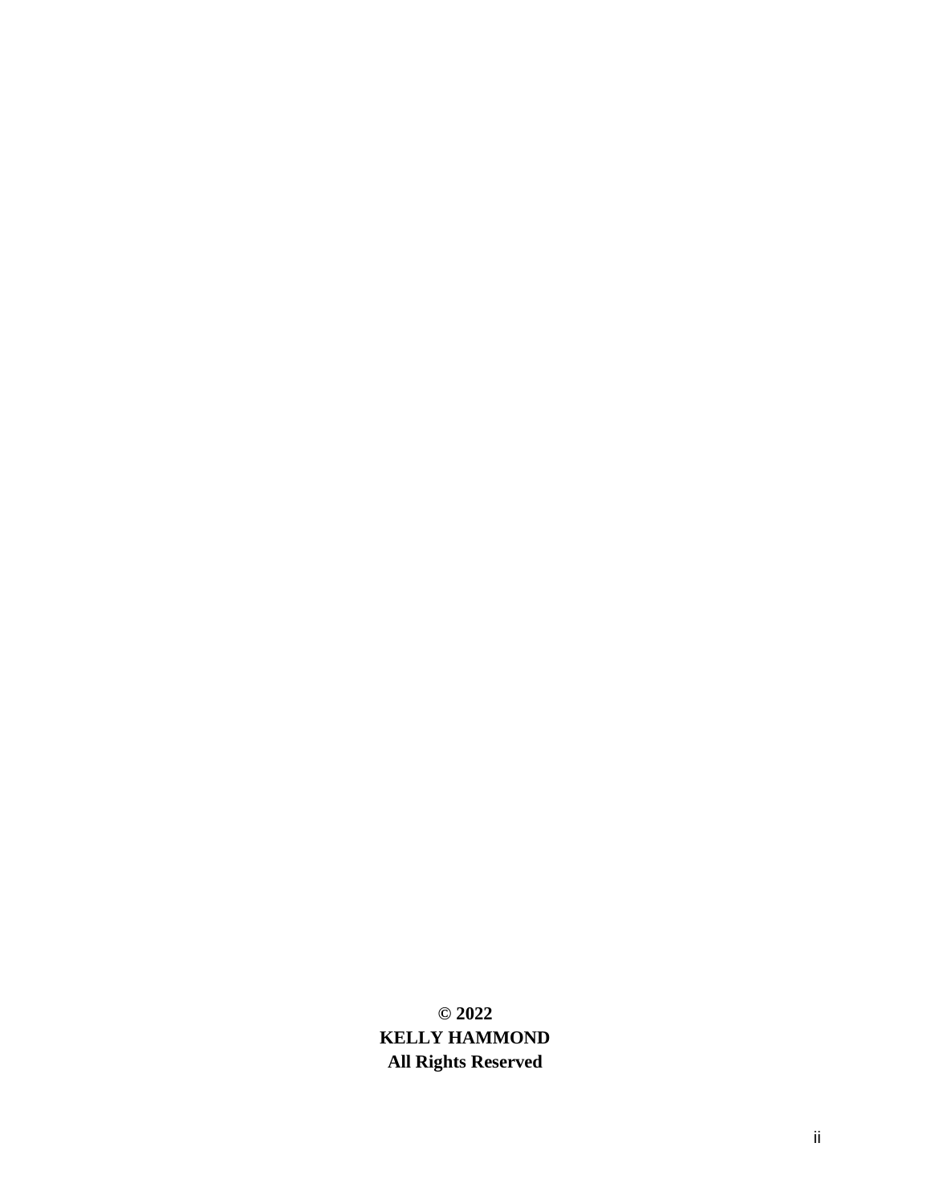**© 2022**
**KELLY HAMMOND**
**All Rights Reserved**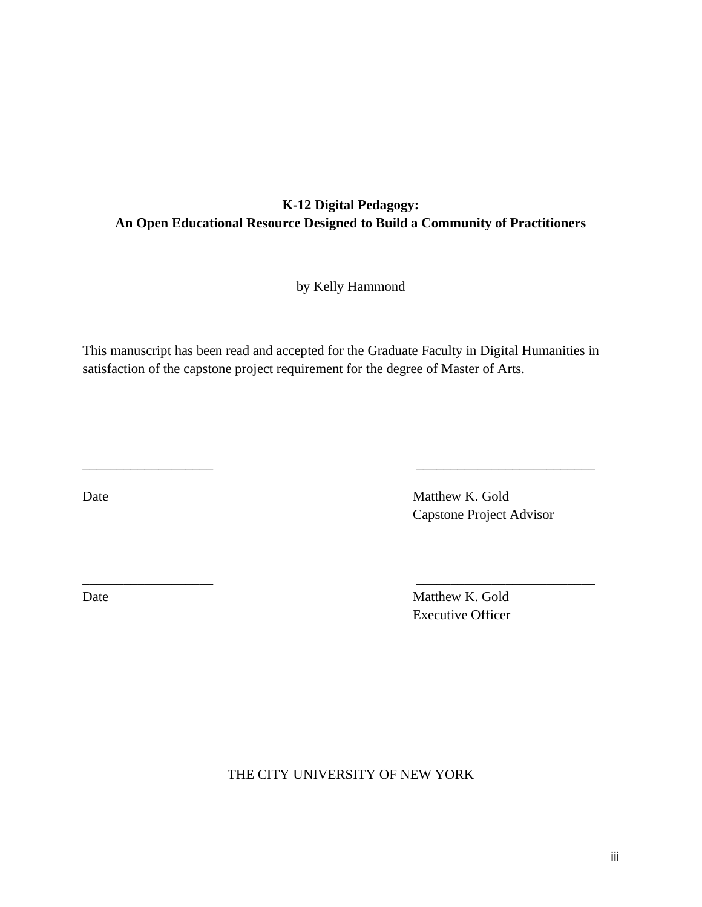**K-12 Digital Pedagogy:**
**An Open Educational Resource Designed to Build a Community of Practitioners**

by Kelly Hammond

This manuscript has been read and accepted for the Graduate Faculty in Digital Humanities in satisfaction of the capstone project requirement for the degree of Master of Arts.

___________________ ___________________________

Date Matthew K. Gold
Capstone Project Advisor

___________________ ___________________________

Date Matthew K. Gold
Executive Officer

THE CITY UNIVERSITY OF NEW YORK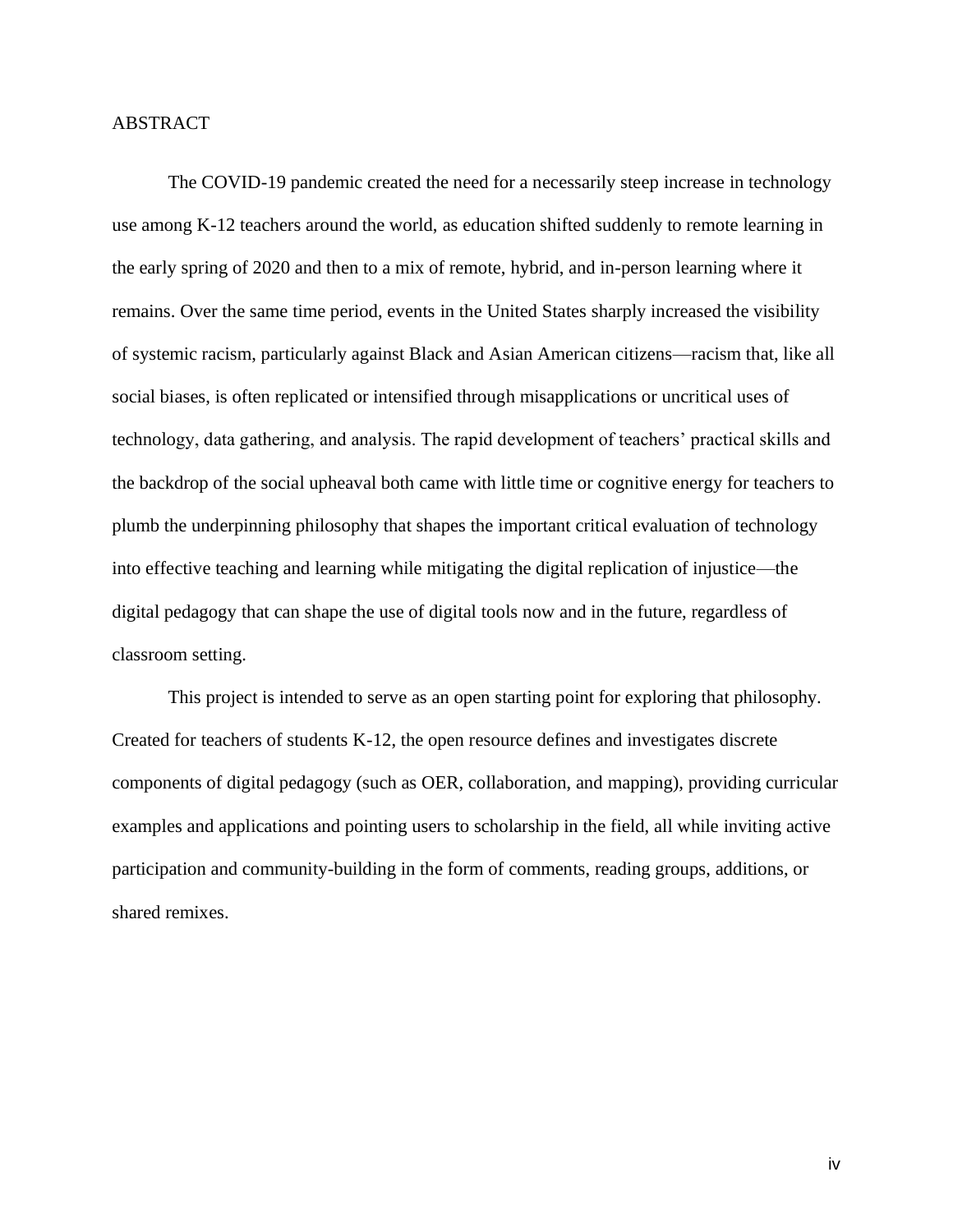# ABSTRACT

The COVID-19 pandemic created the need for a necessarily steep increase in technology use among K-12 teachers around the world, as education shifted suddenly to remote learning in the early spring of 2020 and then to a mix of remote, hybrid, and in-person learning where it remains. Over the same time period, events in the United States sharply increased the visibility of systemic racism, particularly against Black and Asian American citizens—racism that, like all social biases, is often replicated or intensified through misapplications or uncritical uses of technology, data gathering, and analysis. The rapid development of teachers' practical skills and the backdrop of the social upheaval both came with little time or cognitive energy for teachers to plumb the underpinning philosophy that shapes the important critical evaluation of technology into effective teaching and learning while mitigating the digital replication of injustice—the digital pedagogy that can shape the use of digital tools now and in the future, regardless of classroom setting.

This project is intended to serve as an open starting point for exploring that philosophy. Created for teachers of students K-12, the open resource defines and investigates discrete components of digital pedagogy (such as OER, collaboration, and mapping), providing curricular examples and applications and pointing users to scholarship in the field, all while inviting active participation and community-building in the form of comments, reading groups, additions, or shared remixes.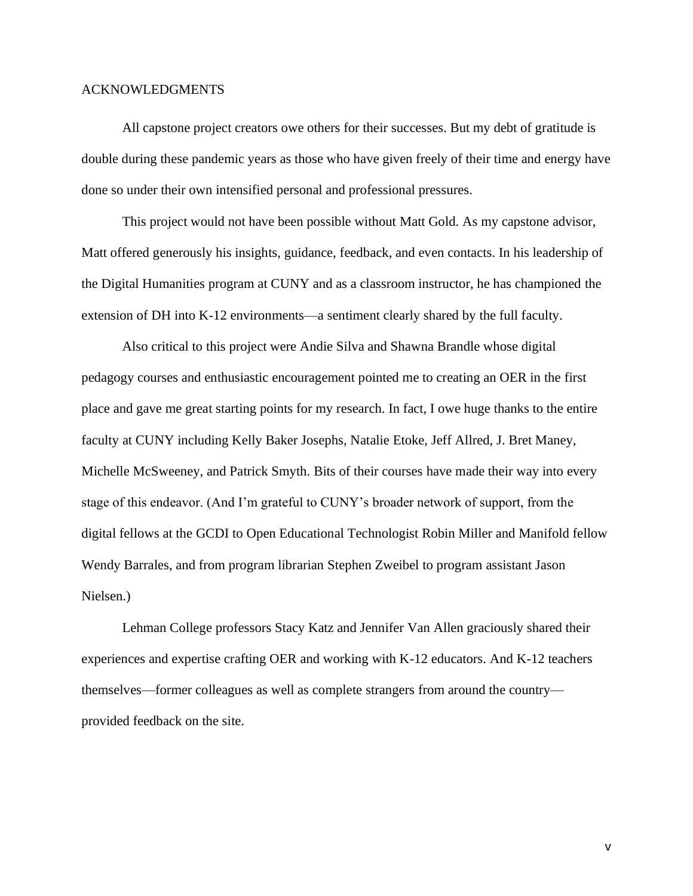# ACKNOWLEDGMENTS

All capstone project creators owe others for their successes. But my debt of gratitude is double during these pandemic years as those who have given freely of their time and energy have done so under their own intensified personal and professional pressures.

This project would not have been possible without Matt Gold. As my capstone advisor, Matt offered generously his insights, guidance, feedback, and even contacts. In his leadership of the Digital Humanities program at CUNY and as a classroom instructor, he has championed the extension of DH into K-12 environments—a sentiment clearly shared by the full faculty.

Also critical to this project were Andie Silva and Shawna Brandle whose digital pedagogy courses and enthusiastic encouragement pointed me to creating an OER in the first place and gave me great starting points for my research. In fact, I owe huge thanks to the entire faculty at CUNY including Kelly Baker Josephs, Natalie Etoke, Jeff Allred, J. Bret Maney, Michelle McSweeney, and Patrick Smyth. Bits of their courses have made their way into every stage of this endeavor. (And I'm grateful to CUNY's broader network of support, from the digital fellows at the GCDI to Open Educational Technologist Robin Miller and Manifold fellow Wendy Barrales, and from program librarian Stephen Zweibel to program assistant Jason Nielsen.)

Lehman College professors Stacy Katz and Jennifer Van Allen graciously shared their experiences and expertise crafting OER and working with K-12 educators. And K-12 teachers themselves—former colleagues as well as complete strangers from around the country—provided feedback on the site.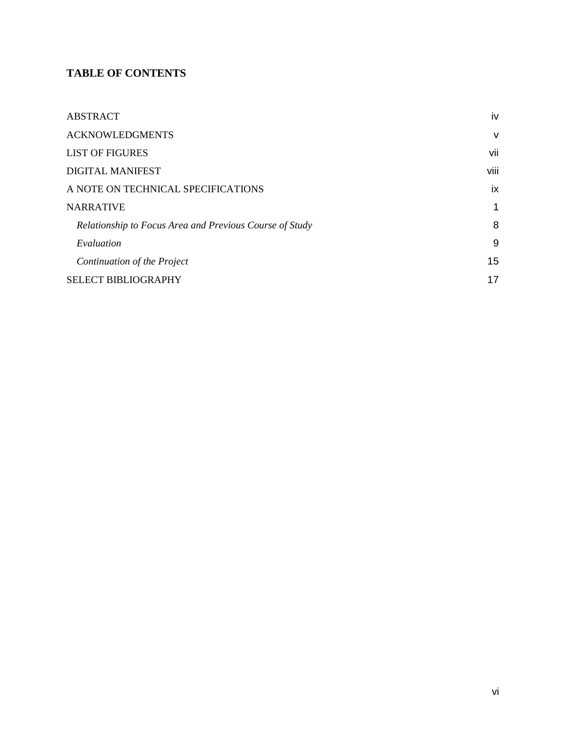## TABLE OF CONTENTS

| | |
|---|---|
| ABSTRACT | iv |
| ACKNOWLEDGMENTS | v |
| LIST OF FIGURES | vii |
| DIGITAL MANIFEST | viii |
| A NOTE ON TECHNICAL SPECIFICATIONS | ix |
| NARRATIVE | 1 |
| *Relationship to Focus Area and Previous Course of Study* | 8 |
| *Evaluation* | 9 |
| *Continuation of the Project* | 15 |
| SELECT BIBLIOGRAPHY | 17 |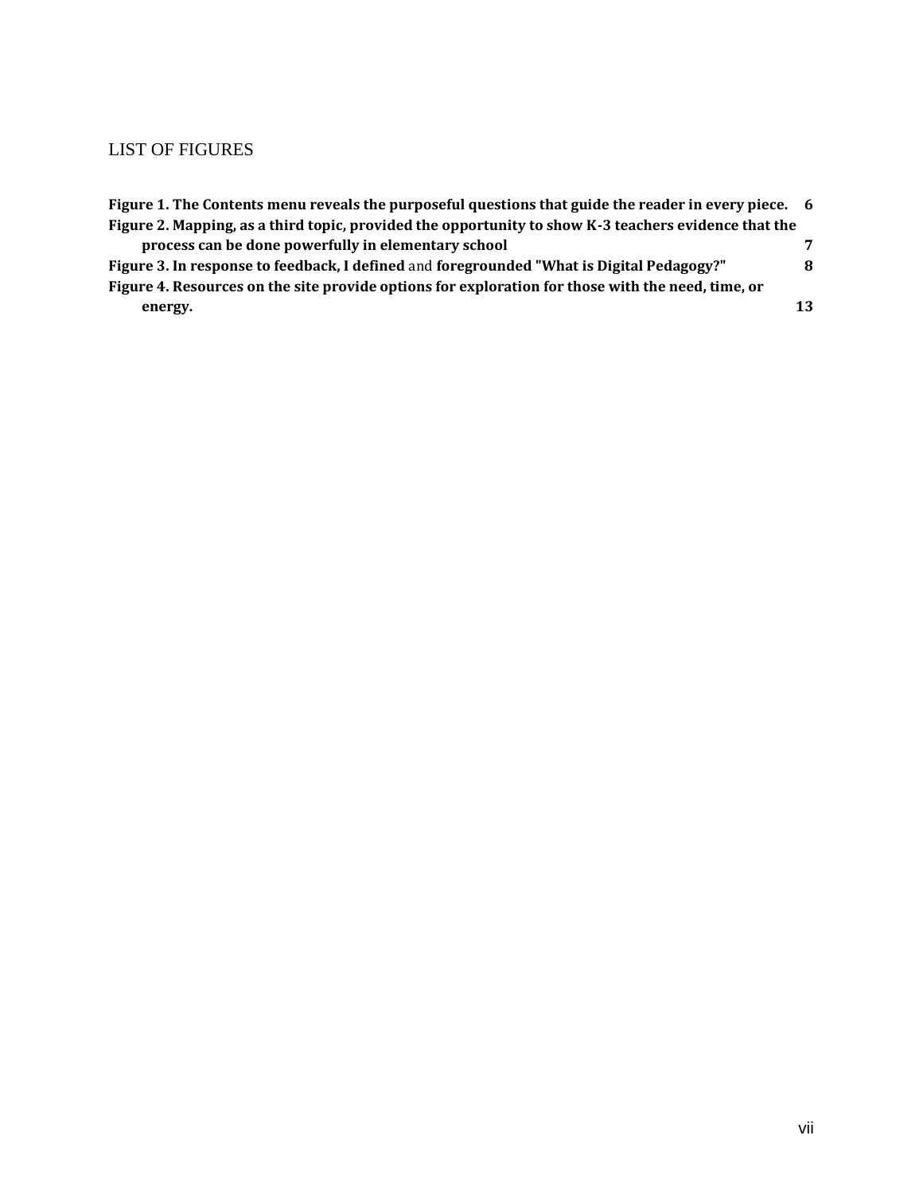# LIST OF FIGURES

**Figure 1. The Contents menu reveals the purposeful questions that guide the reader in every piece.** **6**

**Figure 2. Mapping, as a third topic, provided the opportunity to show K-3 teachers evidence that the process can be done powerfully in elementary school** **7**

**Figure 3. In response to feedback, I defined** and **foregrounded "What is Digital Pedagogy?"** **8**

**Figure 4. Resources on the site provide options for exploration for those with the need, time, or energy.** **13**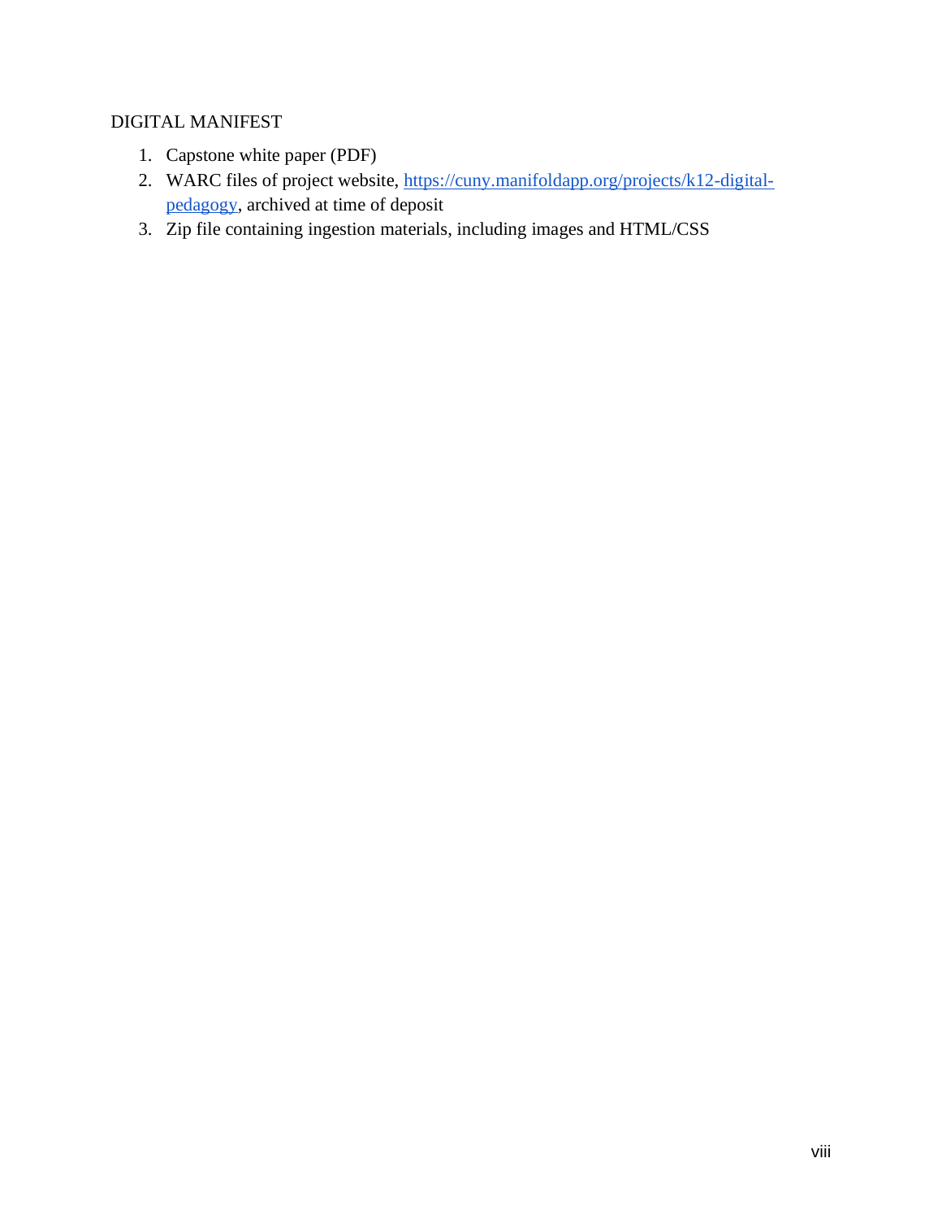DIGITAL MANIFEST

1. Capstone white paper (PDF)
2. WARC files of project website, [https://cuny.manifoldapp.org/projects/k12-digital-pedagogy](https://cuny.manifoldapp.org/projects/k12-digital-pedagogy), archived at time of deposit
3. Zip file containing ingestion materials, including images and HTML/CSS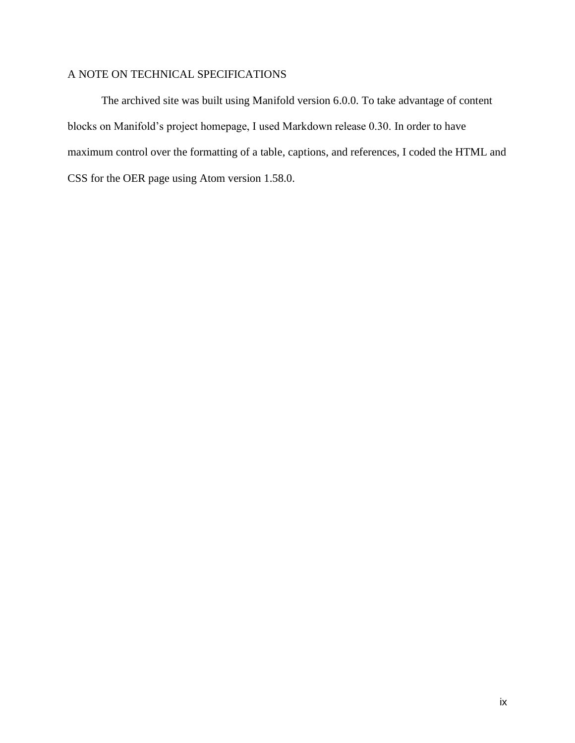## A NOTE ON TECHNICAL SPECIFICATIONS

The archived site was built using Manifold version 6.0.0. To take advantage of content blocks on Manifold's project homepage, I used Markdown release 0.30. In order to have maximum control over the formatting of a table, captions, and references, I coded the HTML and CSS for the OER page using Atom version 1.58.0.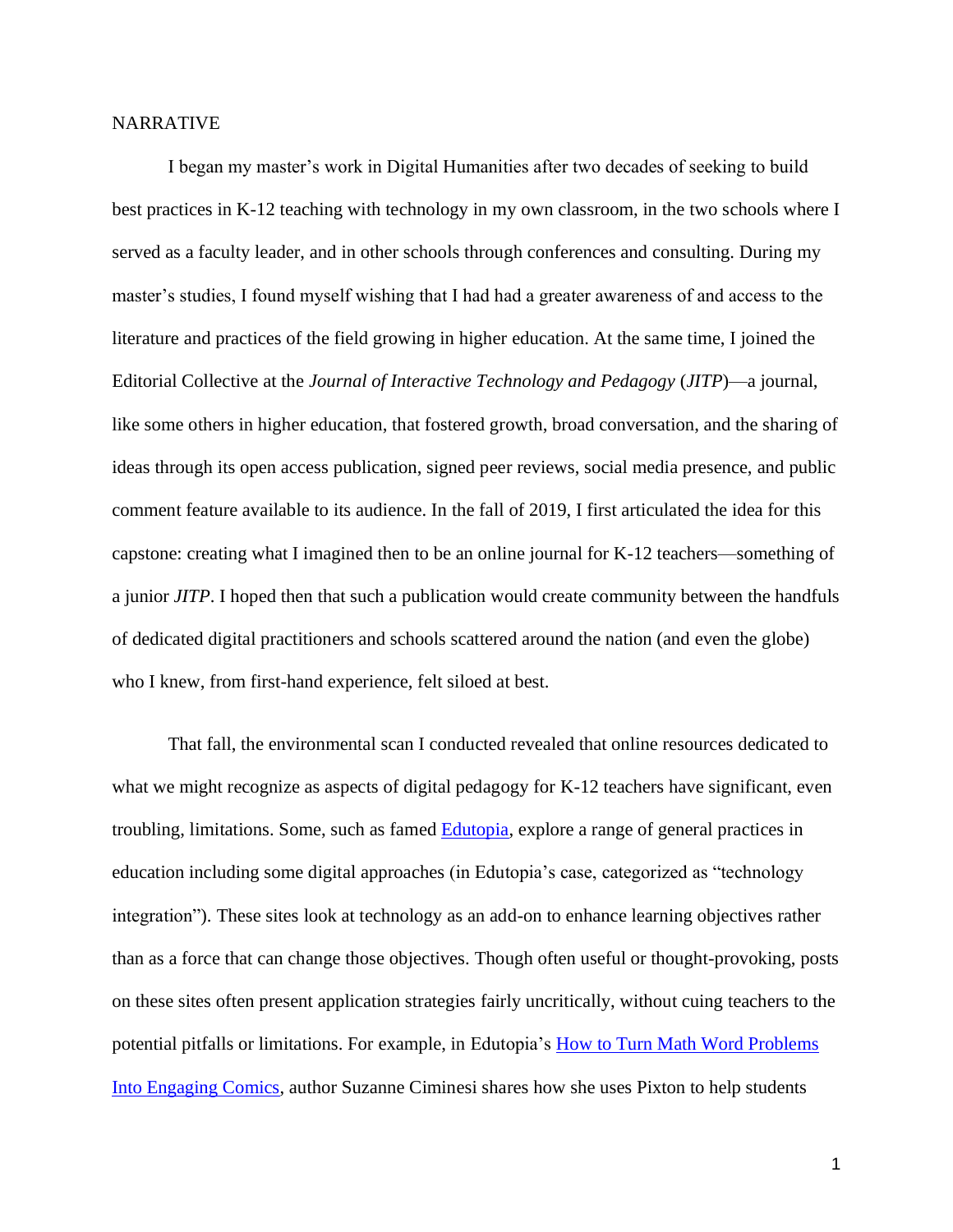NARRATIVE

I began my master's work in Digital Humanities after two decades of seeking to build best practices in K-12 teaching with technology in my own classroom, in the two schools where I served as a faculty leader, and in other schools through conferences and consulting. During my master's studies, I found myself wishing that I had had a greater awareness of and access to the literature and practices of the field growing in higher education. At the same time, I joined the Editorial Collective at the *Journal of Interactive Technology and Pedagogy* (*JITP*)—a journal, like some others in higher education, that fostered growth, broad conversation, and the sharing of ideas through its open access publication, signed peer reviews, social media presence, and public comment feature available to its audience. In the fall of 2019, I first articulated the idea for this capstone: creating what I imagined then to be an online journal for K-12 teachers—something of a junior *JITP*. I hoped then that such a publication would create community between the handfuls of dedicated digital practitioners and schools scattered around the nation (and even the globe) who I knew, from first-hand experience, felt siloed at best.

That fall, the environmental scan I conducted revealed that online resources dedicated to what we might recognize as aspects of digital pedagogy for K-12 teachers have significant, even troubling, limitations. Some, such as famed [Edutopia](), explore a range of general practices in education including some digital approaches (in Edutopia's case, categorized as "technology integration"). These sites look at technology as an add-on to enhance learning objectives rather than as a force that can change those objectives. Though often useful or thought-provoking, posts on these sites often present application strategies fairly uncritically, without cuing teachers to the potential pitfalls or limitations. For example, in Edutopia's [How to Turn Math Word Problems Into Engaging Comics](), author Suzanne Ciminesi shares how she uses Pixton to help students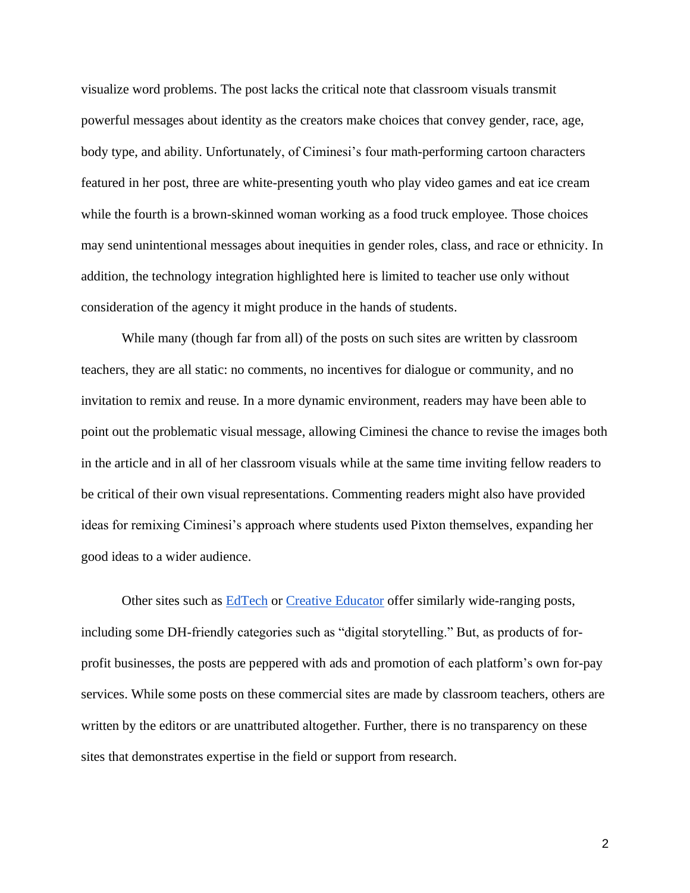visualize word problems. The post lacks the critical note that classroom visuals transmit powerful messages about identity as the creators make choices that convey gender, race, age, body type, and ability. Unfortunately, of Ciminesi's four math-performing cartoon characters featured in her post, three are white-presenting youth who play video games and eat ice cream while the fourth is a brown-skinned woman working as a food truck employee. Those choices may send unintentional messages about inequities in gender roles, class, and race or ethnicity. In addition, the technology integration highlighted here is limited to teacher use only without consideration of the agency it might produce in the hands of students.

While many (though far from all) of the posts on such sites are written by classroom teachers, they are all static: no comments, no incentives for dialogue or community, and no invitation to remix and reuse. In a more dynamic environment, readers may have been able to point out the problematic visual message, allowing Ciminesi the chance to revise the images both in the article and in all of her classroom visuals while at the same time inviting fellow readers to be critical of their own visual representations. Commenting readers might also have provided ideas for remixing Ciminesi's approach where students used Pixton themselves, expanding her good ideas to a wider audience.

Other sites such as EdTech or Creative Educator offer similarly wide-ranging posts, including some DH-friendly categories such as "digital storytelling." But, as products of for-profit businesses, the posts are peppered with ads and promotion of each platform's own for-pay services. While some posts on these commercial sites are made by classroom teachers, others are written by the editors or are unattributed altogether. Further, there is no transparency on these sites that demonstrates expertise in the field or support from research.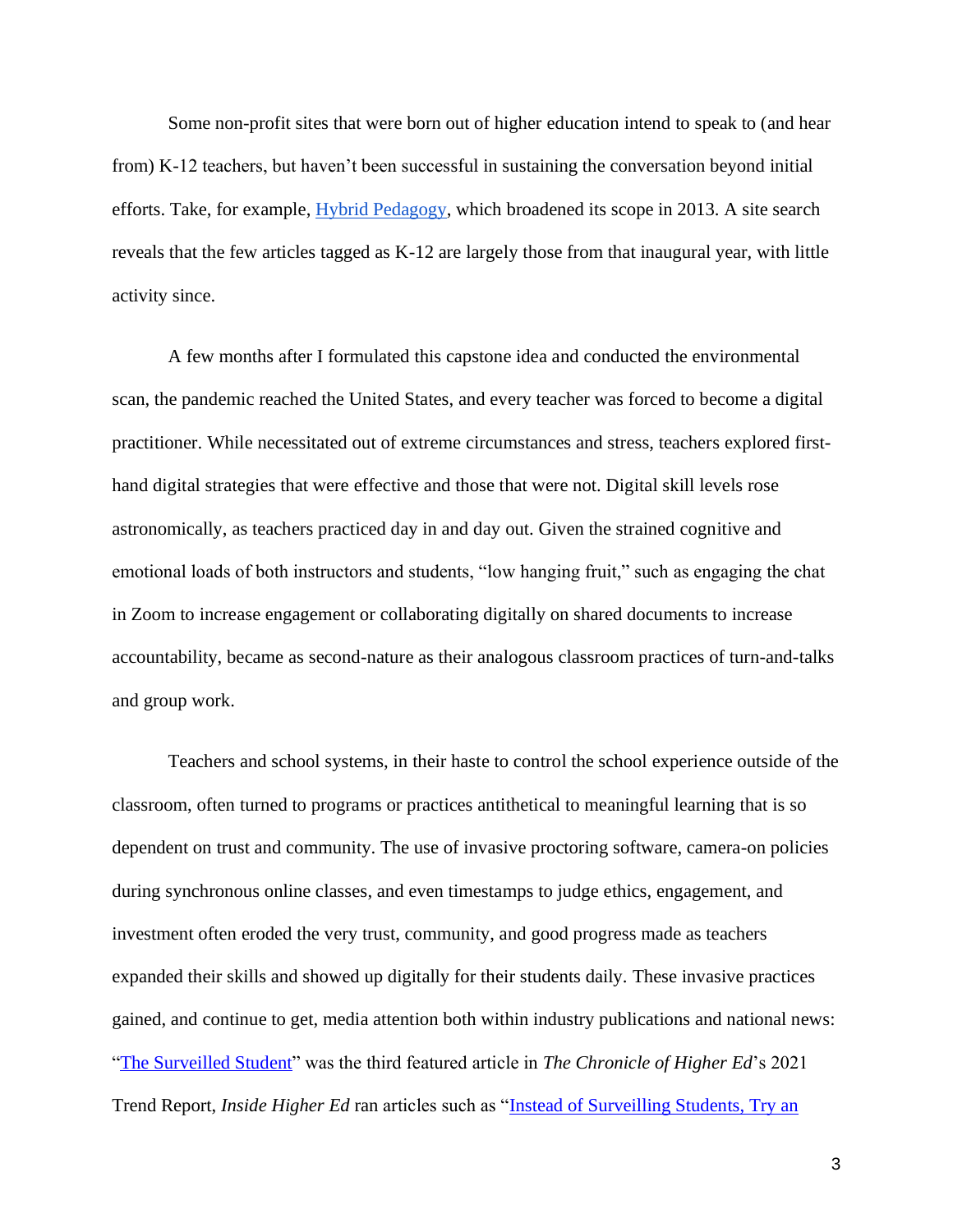Some non-profit sites that were born out of higher education intend to speak to (and hear from) K-12 teachers, but haven't been successful in sustaining the conversation beyond initial efforts. Take, for example, Hybrid Pedagogy, which broadened its scope in 2013. A site search reveals that the few articles tagged as K-12 are largely those from that inaugural year, with little activity since.

A few months after I formulated this capstone idea and conducted the environmental scan, the pandemic reached the United States, and every teacher was forced to become a digital practitioner. While necessitated out of extreme circumstances and stress, teachers explored first-hand digital strategies that were effective and those that were not. Digital skill levels rose astronomically, as teachers practiced day in and day out. Given the strained cognitive and emotional loads of both instructors and students, "low hanging fruit," such as engaging the chat in Zoom to increase engagement or collaborating digitally on shared documents to increase accountability, became as second-nature as their analogous classroom practices of turn-and-talks and group work.

Teachers and school systems, in their haste to control the school experience outside of the classroom, often turned to programs or practices antithetical to meaningful learning that is so dependent on trust and community. The use of invasive proctoring software, camera-on policies during synchronous online classes, and even timestamps to judge ethics, engagement, and investment often eroded the very trust, community, and good progress made as teachers expanded their skills and showed up digitally for their students daily. These invasive practices gained, and continue to get, media attention both within industry publications and national news: "The Surveilled Student" was the third featured article in *The Chronicle of Higher Ed*'s 2021 Trend Report, *Inside Higher Ed* ran articles such as "Instead of Surveilling Students, Try an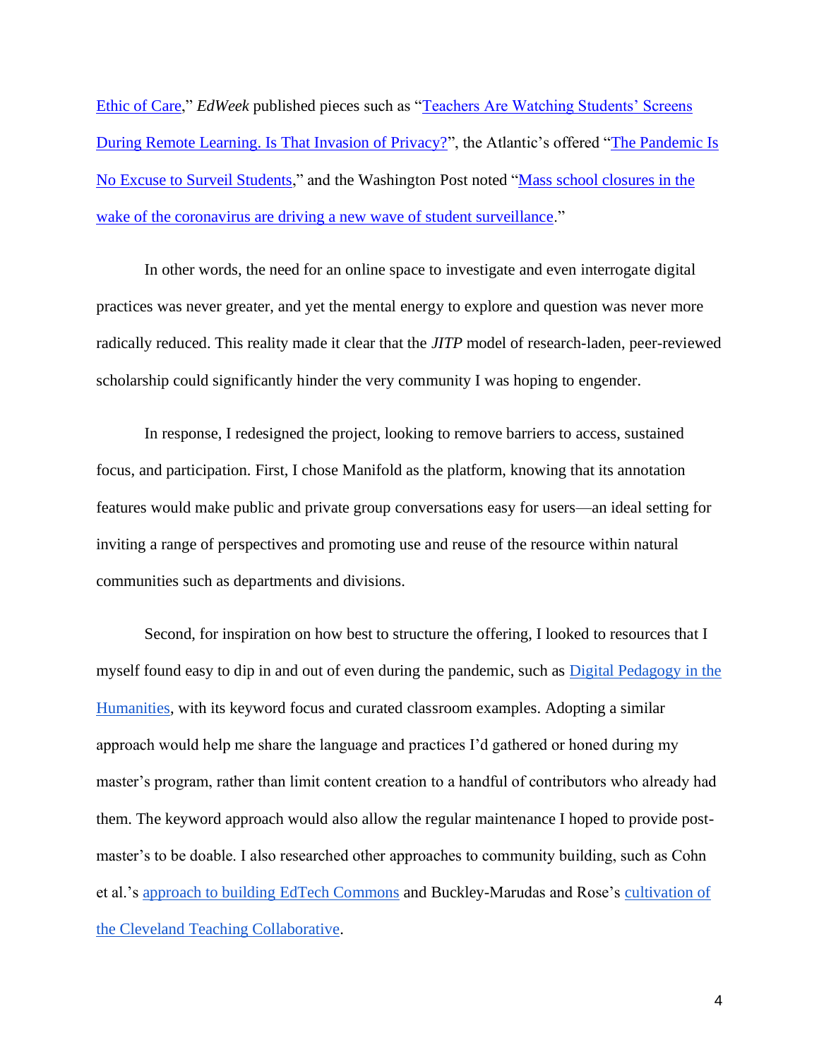Ethic of Care," *EdWeek* published pieces such as "Teachers Are Watching Students' Screens During Remote Learning. Is That Invasion of Privacy?", the Atlantic's offered "The Pandemic Is No Excuse to Surveil Students," and the Washington Post noted "Mass school closures in the wake of the coronavirus are driving a new wave of student surveillance."

In other words, the need for an online space to investigate and even interrogate digital practices was never greater, and yet the mental energy to explore and question was never more radically reduced. This reality made it clear that the *JITP* model of research-laden, peer-reviewed scholarship could significantly hinder the very community I was hoping to engender.

In response, I redesigned the project, looking to remove barriers to access, sustained focus, and participation. First, I chose Manifold as the platform, knowing that its annotation features would make public and private group conversations easy for users—an ideal setting for inviting a range of perspectives and promoting use and reuse of the resource within natural communities such as departments and divisions.

Second, for inspiration on how best to structure the offering, I looked to resources that I myself found easy to dip in and out of even during the pandemic, such as Digital Pedagogy in the Humanities, with its keyword focus and curated classroom examples. Adopting a similar approach would help me share the language and practices I'd gathered or honed during my master's program, rather than limit content creation to a handful of contributors who already had them. The keyword approach would also allow the regular maintenance I hoped to provide post-master's to be doable. I also researched other approaches to community building, such as Cohn et al.'s approach to building EdTech Commons and Buckley-Marudas and Rose's cultivation of the Cleveland Teaching Collaborative.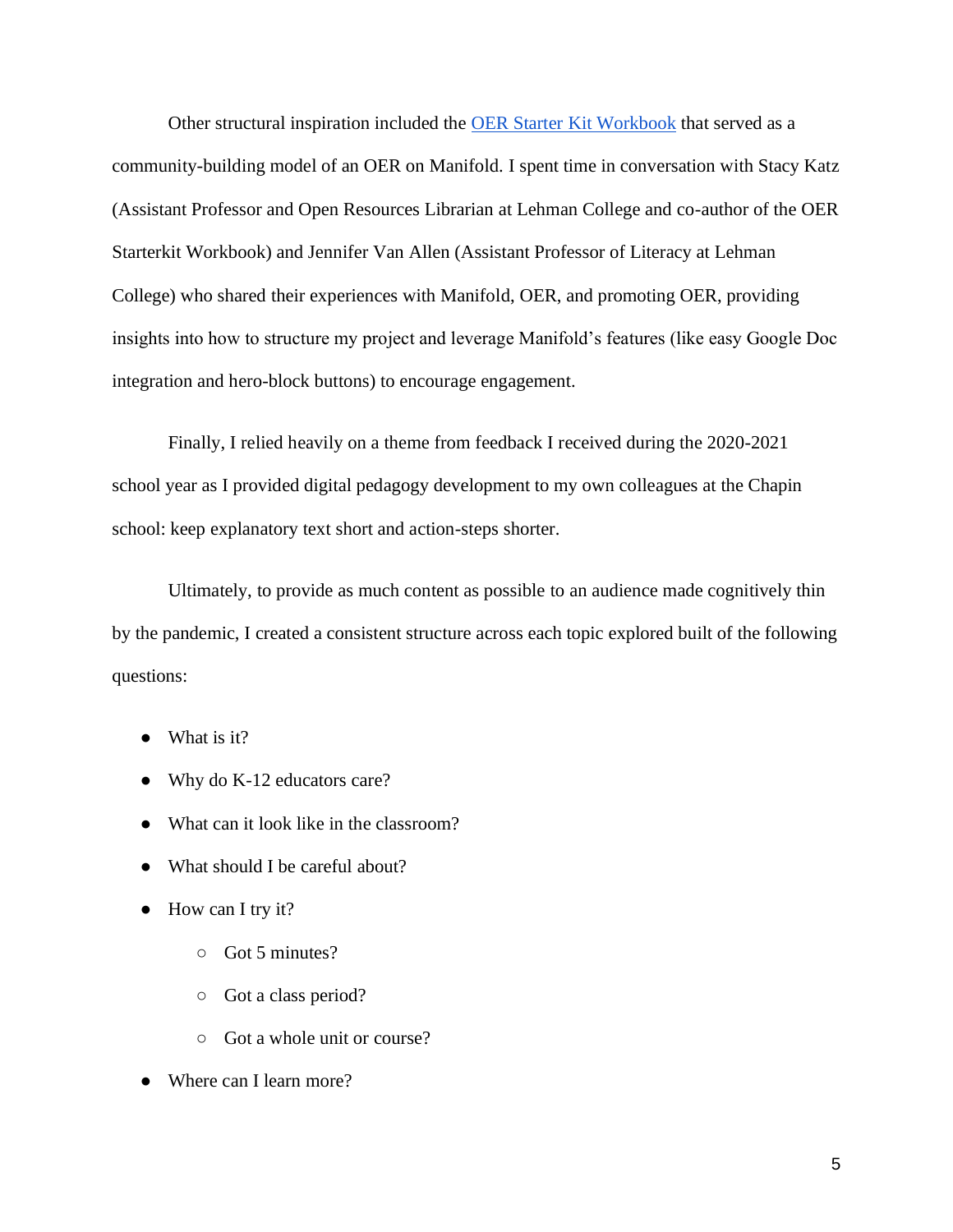Other structural inspiration included the [OER Starter Kit Workbook](OER Starter Kit Workbook) that served as a community-building model of an OER on Manifold. I spent time in conversation with Stacy Katz (Assistant Professor and Open Resources Librarian at Lehman College and co-author of the OER Starterkit Workbook) and Jennifer Van Allen (Assistant Professor of Literacy at Lehman College) who shared their experiences with Manifold, OER, and promoting OER, providing insights into how to structure my project and leverage Manifold's features (like easy Google Doc integration and hero-block buttons) to encourage engagement.

Finally, I relied heavily on a theme from feedback I received during the 2020-2021 school year as I provided digital pedagogy development to my own colleagues at the Chapin school: keep explanatory text short and action-steps shorter.

Ultimately, to provide as much content as possible to an audience made cognitively thin by the pandemic, I created a consistent structure across each topic explored built of the following questions:

- What is it?
- Why do K-12 educators care?
- What can it look like in the classroom?
- What should I be careful about?
- How can I try it?
    - Got 5 minutes?
    - Got a class period?
    - Got a whole unit or course?
- Where can I learn more?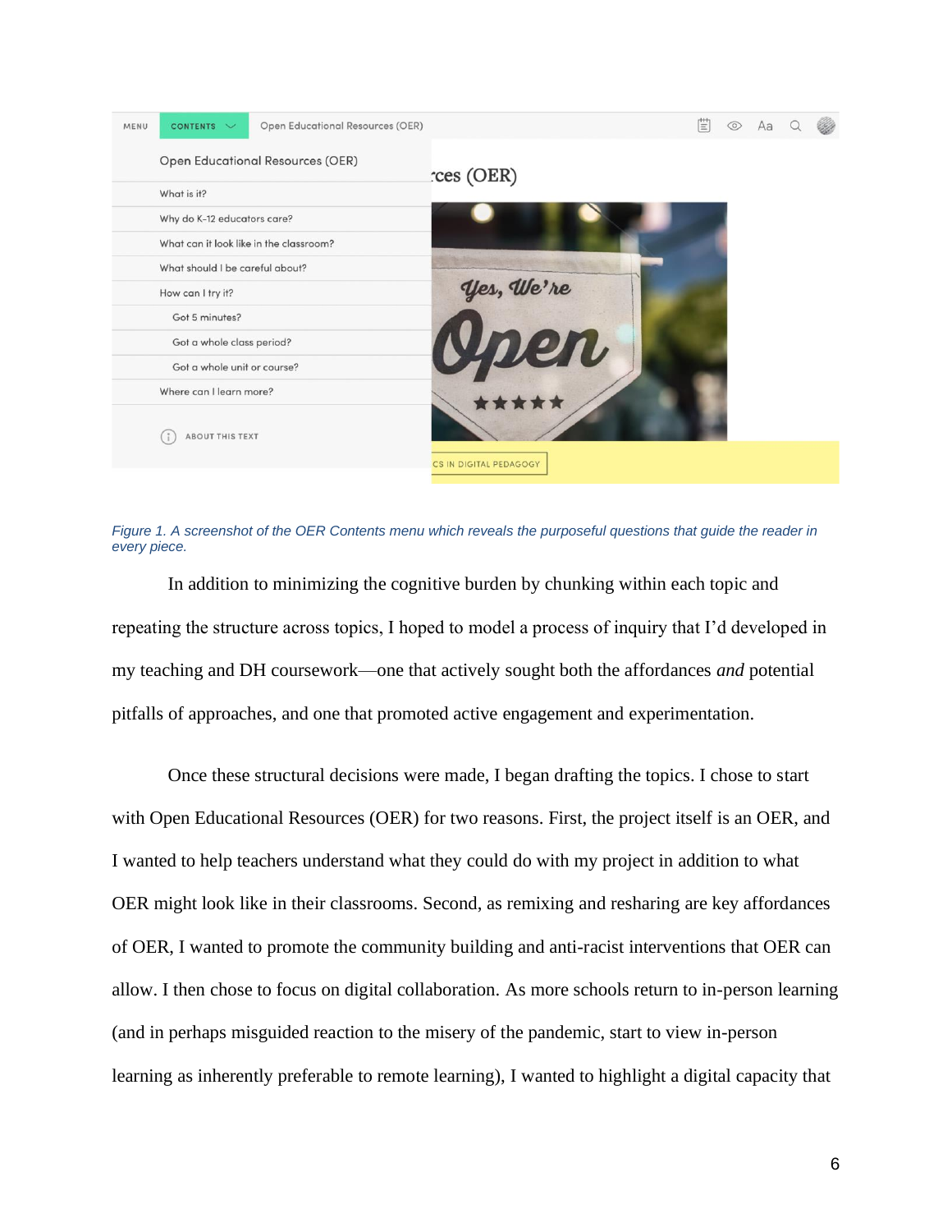*Figure 1. A screenshot of the OER Contents menu which reveals the purposeful questions that guide the reader in every piece.*

In addition to minimizing the cognitive burden by chunking within each topic and repeating the structure across topics, I hoped to model a process of inquiry that I'd developed in my teaching and DH coursework—one that actively sought both the affordances *and* potential pitfalls of approaches, and one that promoted active engagement and experimentation.

Once these structural decisions were made, I began drafting the topics. I chose to start with Open Educational Resources (OER) for two reasons. First, the project itself is an OER, and I wanted to help teachers understand what they could do with my project in addition to what OER might look like in their classrooms. Second, as remixing and resharing are key affordances of OER, I wanted to promote the community building and anti-racist interventions that OER can allow. I then chose to focus on digital collaboration. As more schools return to in-person learning (and in perhaps misguided reaction to the misery of the pandemic, start to view in-person learning as inherently preferable to remote learning), I wanted to highlight a digital capacity that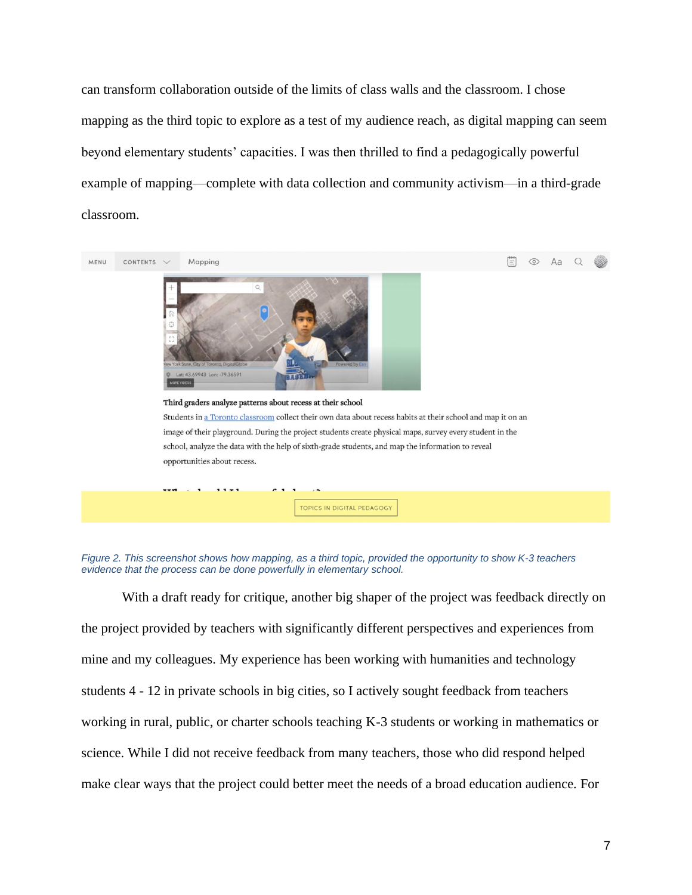can transform collaboration outside of the limits of class walls and the classroom. I chose mapping as the third topic to explore as a test of my audience reach, as digital mapping can seem beyond elementary students' capacities. I was then thrilled to find a pedagogically powerful example of mapping—complete with data collection and community activism—in a third-grade classroom.

*Figure 2. This screenshot shows how mapping, as a third topic, provided the opportunity to show K-3 teachers evidence that the process can be done powerfully in elementary school.*

With a draft ready for critique, another big shaper of the project was feedback directly on the project provided by teachers with significantly different perspectives and experiences from mine and my colleagues. My experience has been working with humanities and technology students 4 - 12 in private schools in big cities, so I actively sought feedback from teachers working in rural, public, or charter schools teaching K-3 students or working in mathematics or science. While I did not receive feedback from many teachers, those who did respond helped make clear ways that the project could better meet the needs of a broad education audience. For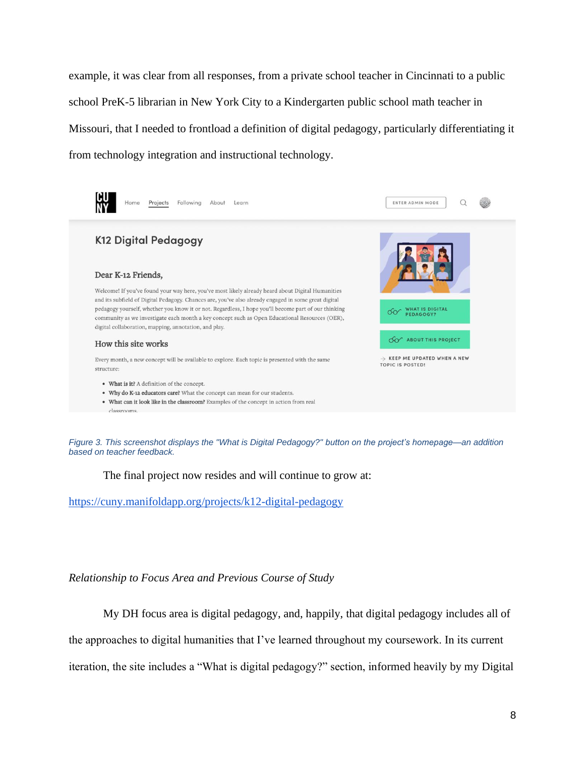example, it was clear from all responses, from a private school teacher in Cincinnati to a public school PreK-5 librarian in New York City to a Kindergarten public school math teacher in Missouri, that I needed to frontload a definition of digital pedagogy, particularly differentiating it from technology integration and instructional technology.

*Figure 3. This screenshot displays the "What is Digital Pedagogy?" button on the project's homepage—an addition based on teacher feedback.*

The final project now resides and will continue to grow at:

https://cuny.manifoldapp.org/projects/k12-digital-pedagogy

*Relationship to Focus Area and Previous Course of Study*

My DH focus area is digital pedagogy, and, happily, that digital pedagogy includes all of the approaches to digital humanities that I've learned throughout my coursework. In its current iteration, the site includes a "What is digital pedagogy?" section, informed heavily by my Digital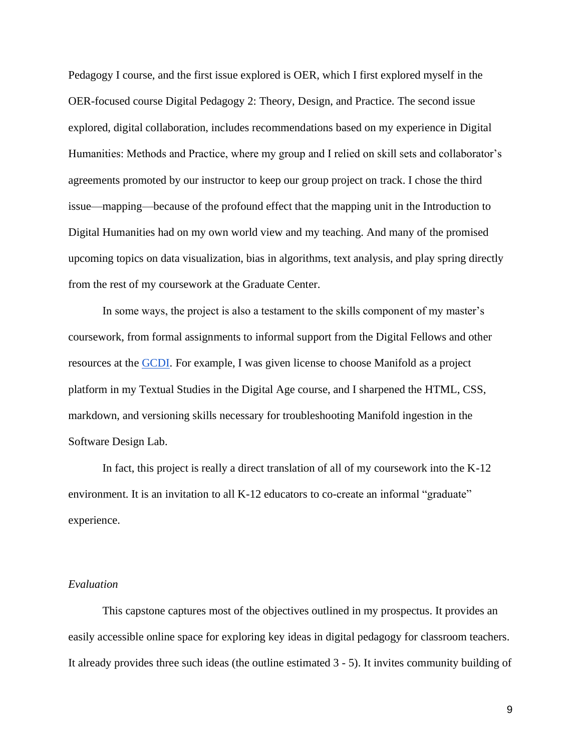Pedagogy I course, and the first issue explored is OER, which I first explored myself in the OER-focused course Digital Pedagogy 2: Theory, Design, and Practice. The second issue explored, digital collaboration, includes recommendations based on my experience in Digital Humanities: Methods and Practice, where my group and I relied on skill sets and collaborator's agreements promoted by our instructor to keep our group project on track. I chose the third issue—mapping—because of the profound effect that the mapping unit in the Introduction to Digital Humanities had on my own world view and my teaching. And many of the promised upcoming topics on data visualization, bias in algorithms, text analysis, and play spring directly from the rest of my coursework at the Graduate Center.

In some ways, the project is also a testament to the skills component of my master's coursework, from formal assignments to informal support from the Digital Fellows and other resources at the GCDI. For example, I was given license to choose Manifold as a project platform in my Textual Studies in the Digital Age course, and I sharpened the HTML, CSS, markdown, and versioning skills necessary for troubleshooting Manifold ingestion in the Software Design Lab.

In fact, this project is really a direct translation of all of my coursework into the K-12 environment. It is an invitation to all K-12 educators to co-create an informal "graduate" experience.

*Evaluation*

This capstone captures most of the objectives outlined in my prospectus. It provides an easily accessible online space for exploring key ideas in digital pedagogy for classroom teachers. It already provides three such ideas (the outline estimated 3 - 5). It invites community building of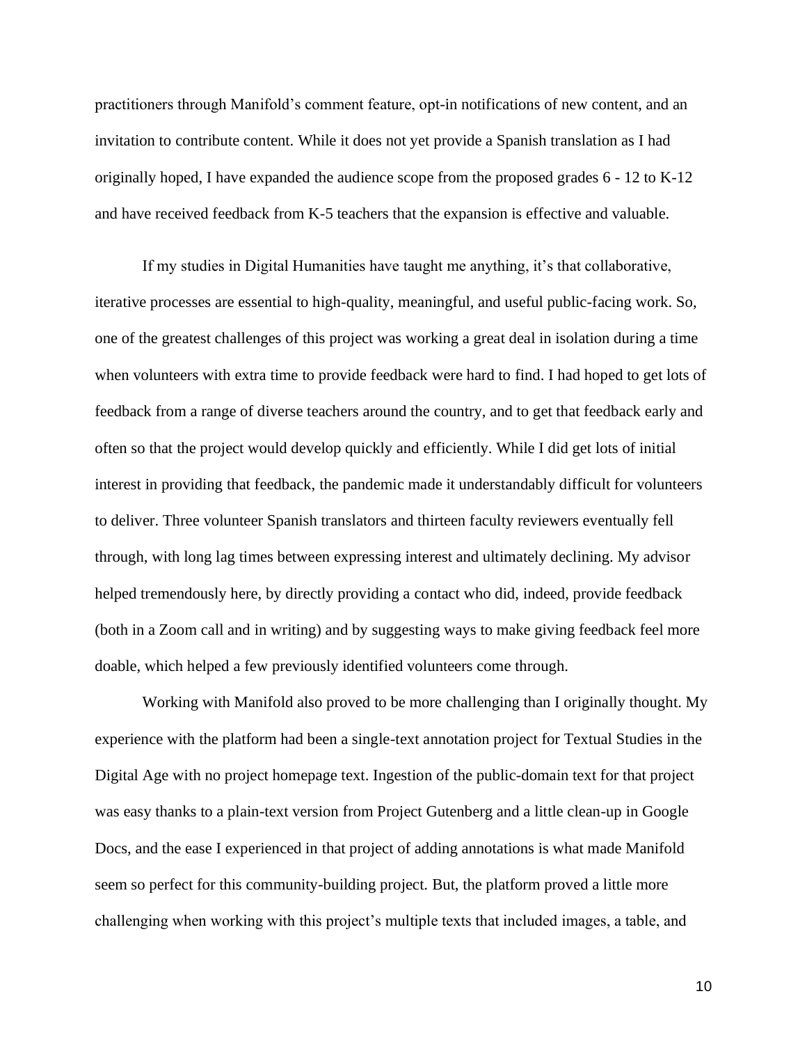practitioners through Manifold's comment feature, opt-in notifications of new content, and an invitation to contribute content. While it does not yet provide a Spanish translation as I had originally hoped, I have expanded the audience scope from the proposed grades 6 - 12 to K-12 and have received feedback from K-5 teachers that the expansion is effective and valuable.

If my studies in Digital Humanities have taught me anything, it's that collaborative, iterative processes are essential to high-quality, meaningful, and useful public-facing work. So, one of the greatest challenges of this project was working a great deal in isolation during a time when volunteers with extra time to provide feedback were hard to find. I had hoped to get lots of feedback from a range of diverse teachers around the country, and to get that feedback early and often so that the project would develop quickly and efficiently. While I did get lots of initial interest in providing that feedback, the pandemic made it understandably difficult for volunteers to deliver. Three volunteer Spanish translators and thirteen faculty reviewers eventually fell through, with long lag times between expressing interest and ultimately declining. My advisor helped tremendously here, by directly providing a contact who did, indeed, provide feedback (both in a Zoom call and in writing) and by suggesting ways to make giving feedback feel more doable, which helped a few previously identified volunteers come through.

Working with Manifold also proved to be more challenging than I originally thought. My experience with the platform had been a single-text annotation project for Textual Studies in the Digital Age with no project homepage text. Ingestion of the public-domain text for that project was easy thanks to a plain-text version from Project Gutenberg and a little clean-up in Google Docs, and the ease I experienced in that project of adding annotations is what made Manifold seem so perfect for this community-building project. But, the platform proved a little more challenging when working with this project's multiple texts that included images, a table, and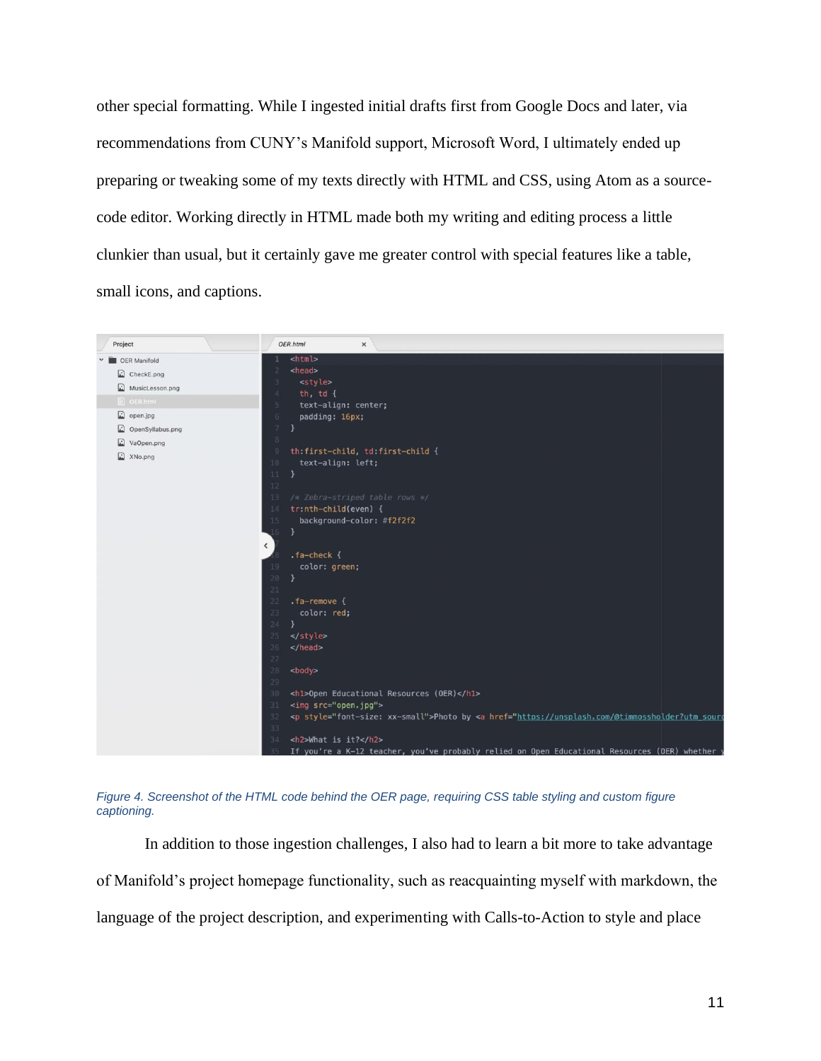other special formatting. While I ingested initial drafts first from Google Docs and later, via recommendations from CUNY's Manifold support, Microsoft Word, I ultimately ended up preparing or tweaking some of my texts directly with HTML and CSS, using Atom as a source-code editor. Working directly in HTML made both my writing and editing process a little clunkier than usual, but it certainly gave me greater control with special features like a table, small icons, and captions.

*Figure 4. Screenshot of the HTML code behind the OER page, requiring CSS table styling and custom figure captioning.*

In addition to those ingestion challenges, I also had to learn a bit more to take advantage of Manifold's project homepage functionality, such as reacquainting myself with markdown, the language of the project description, and experimenting with Calls-to-Action to style and place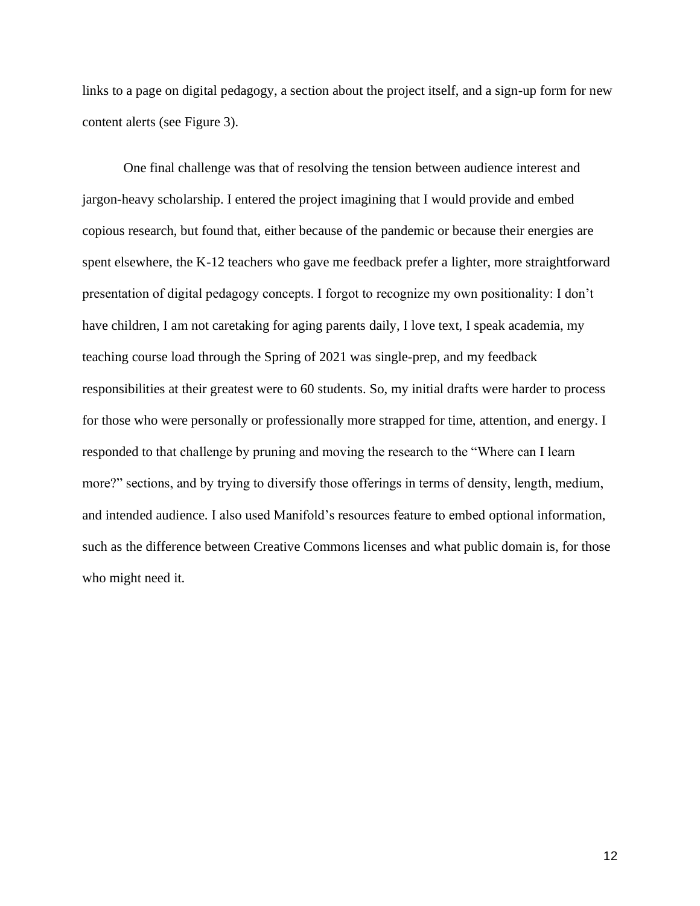links to a page on digital pedagogy, a section about the project itself, and a sign-up form for new content alerts (see Figure 3).

One final challenge was that of resolving the tension between audience interest and jargon-heavy scholarship. I entered the project imagining that I would provide and embed copious research, but found that, either because of the pandemic or because their energies are spent elsewhere, the K-12 teachers who gave me feedback prefer a lighter, more straightforward presentation of digital pedagogy concepts. I forgot to recognize my own positionality: I don't have children, I am not caretaking for aging parents daily, I love text, I speak academia, my teaching course load through the Spring of 2021 was single-prep, and my feedback responsibilities at their greatest were to 60 students. So, my initial drafts were harder to process for those who were personally or professionally more strapped for time, attention, and energy. I responded to that challenge by pruning and moving the research to the "Where can I learn more?" sections, and by trying to diversify those offerings in terms of density, length, medium, and intended audience. I also used Manifold's resources feature to embed optional information, such as the difference between Creative Commons licenses and what public domain is, for those who might need it.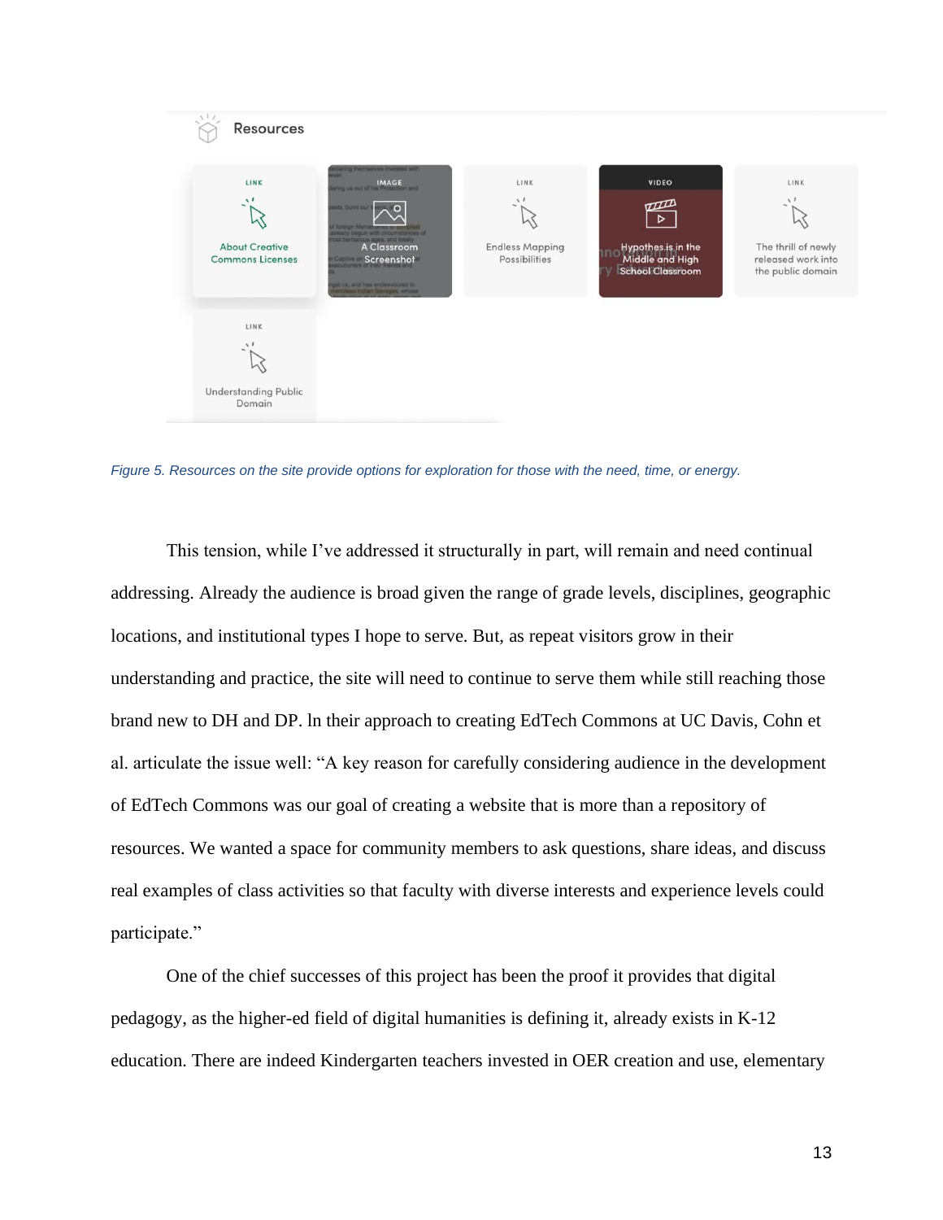Resources

LINK
About Creative Commons Licenses

IMAGE
A Classroom Screenshot

LINK
Endless Mapping Possibilities

VIDEO
Hypothes.is in the Middle and High School Classroom

LINK
The thrill of newly released work into the public domain

LINK
Understanding Public Domain

*Figure 5. Resources on the site provide options for exploration for those with the need, time, or energy.*

This tension, while I've addressed it structurally in part, will remain and need continual addressing. Already the audience is broad given the range of grade levels, disciplines, geographic locations, and institutional types I hope to serve. But, as repeat visitors grow in their understanding and practice, the site will need to continue to serve them while still reaching those brand new to DH and DP. In their approach to creating EdTech Commons at UC Davis, Cohn et al. articulate the issue well: "A key reason for carefully considering audience in the development of EdTech Commons was our goal of creating a website that is more than a repository of resources. We wanted a space for community members to ask questions, share ideas, and discuss real examples of class activities so that faculty with diverse interests and experience levels could participate."

One of the chief successes of this project has been the proof it provides that digital pedagogy, as the higher-ed field of digital humanities is defining it, already exists in K-12 education. There are indeed Kindergarten teachers invested in OER creation and use, elementary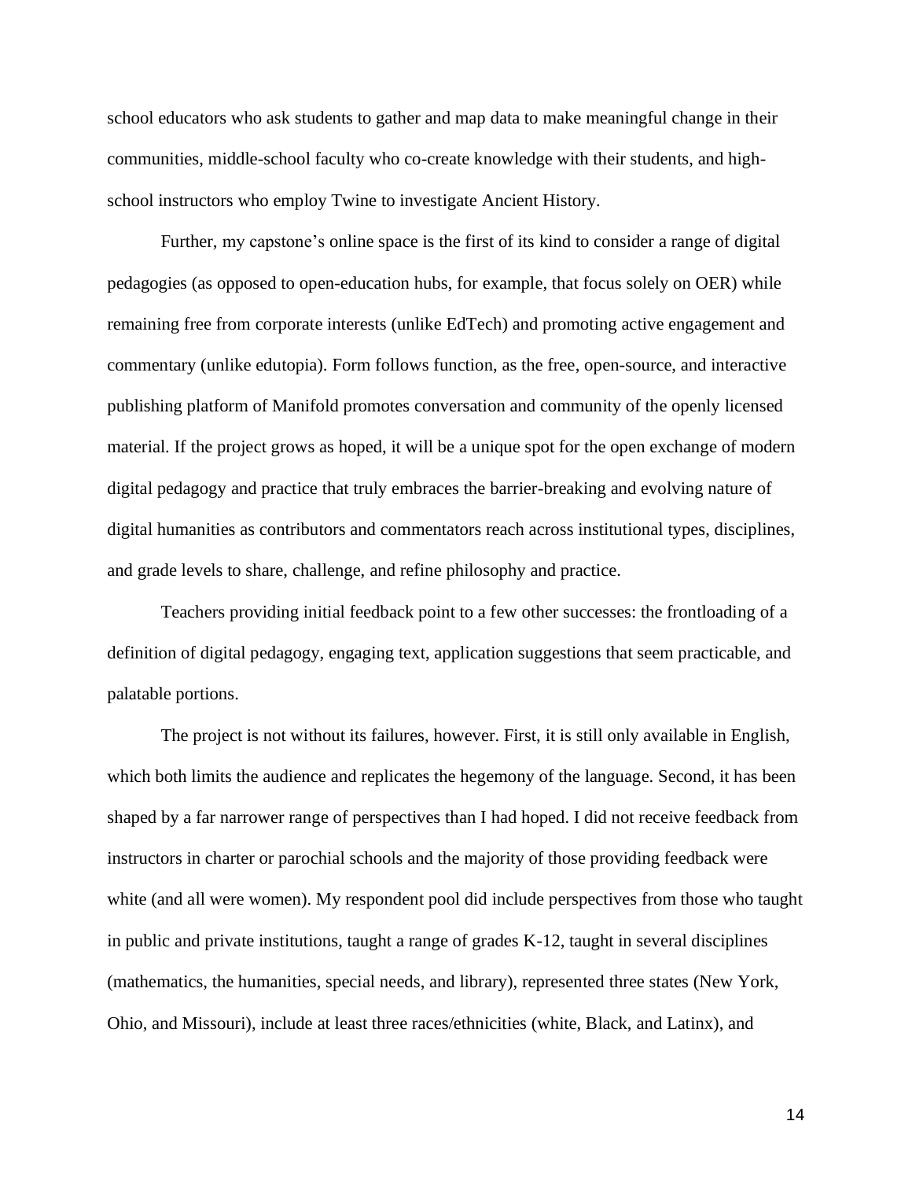school educators who ask students to gather and map data to make meaningful change in their communities, middle-school faculty who co-create knowledge with their students, and high-school instructors who employ Twine to investigate Ancient History.

Further, my capstone's online space is the first of its kind to consider a range of digital pedagogies (as opposed to open-education hubs, for example, that focus solely on OER) while remaining free from corporate interests (unlike EdTech) and promoting active engagement and commentary (unlike edutopia). Form follows function, as the free, open-source, and interactive publishing platform of Manifold promotes conversation and community of the openly licensed material. If the project grows as hoped, it will be a unique spot for the open exchange of modern digital pedagogy and practice that truly embraces the barrier-breaking and evolving nature of digital humanities as contributors and commentators reach across institutional types, disciplines, and grade levels to share, challenge, and refine philosophy and practice.

Teachers providing initial feedback point to a few other successes: the frontloading of a definition of digital pedagogy, engaging text, application suggestions that seem practicable, and palatable portions.

The project is not without its failures, however. First, it is still only available in English, which both limits the audience and replicates the hegemony of the language. Second, it has been shaped by a far narrower range of perspectives than I had hoped. I did not receive feedback from instructors in charter or parochial schools and the majority of those providing feedback were white (and all were women). My respondent pool did include perspectives from those who taught in public and private institutions, taught a range of grades K-12, taught in several disciplines (mathematics, the humanities, special needs, and library), represented three states (New York, Ohio, and Missouri), include at least three races/ethnicities (white, Black, and Latinx), and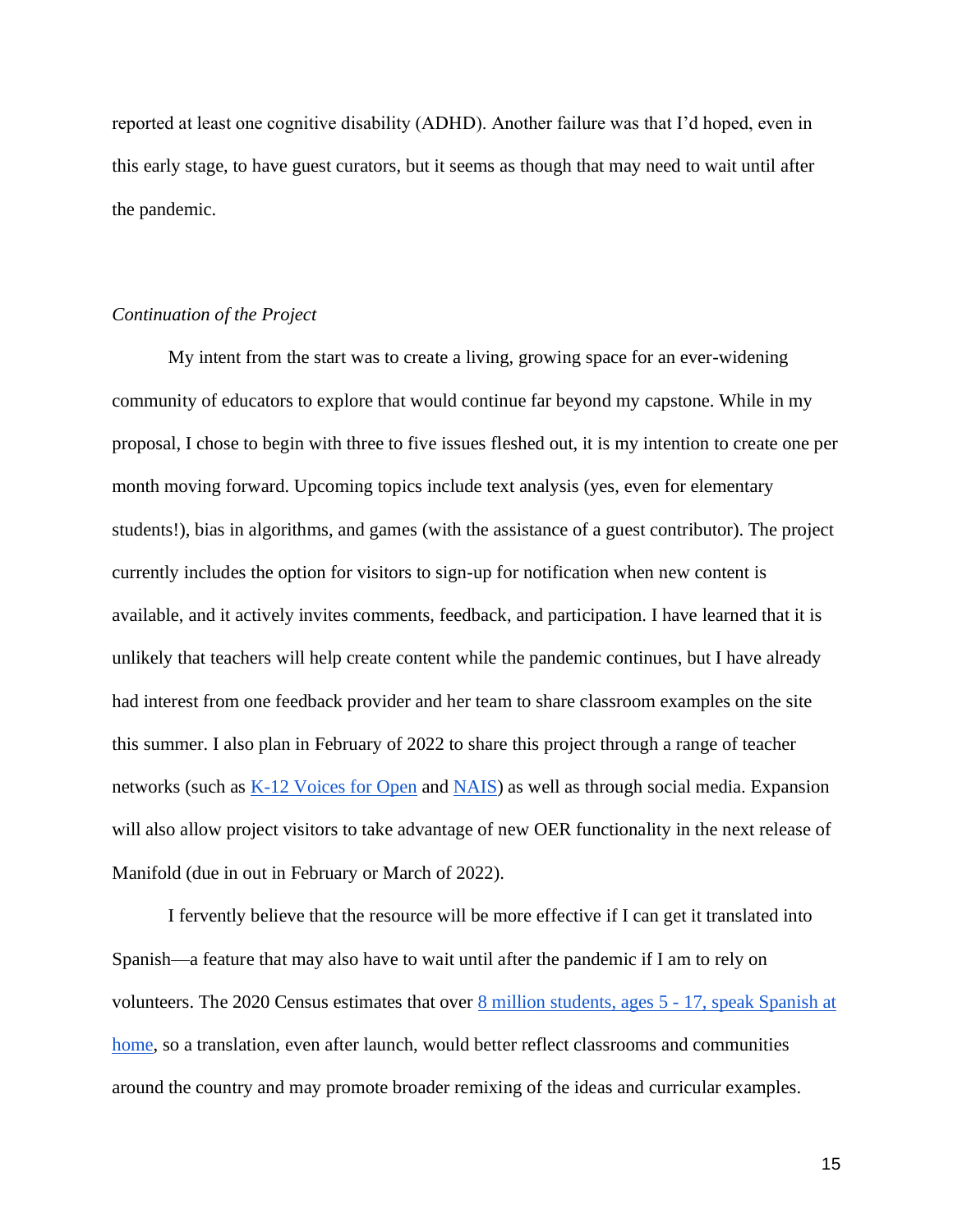reported at least one cognitive disability (ADHD). Another failure was that I'd hoped, even in this early stage, to have guest curators, but it seems as though that may need to wait until after the pandemic.

*Continuation of the Project*

My intent from the start was to create a living, growing space for an ever-widening community of educators to explore that would continue far beyond my capstone. While in my proposal, I chose to begin with three to five issues fleshed out, it is my intention to create one per month moving forward. Upcoming topics include text analysis (yes, even for elementary students!), bias in algorithms, and games (with the assistance of a guest contributor). The project currently includes the option for visitors to sign-up for notification when new content is available, and it actively invites comments, feedback, and participation. I have learned that it is unlikely that teachers will help create content while the pandemic continues, but I have already had interest from one feedback provider and her team to share classroom examples on the site this summer. I also plan in February of 2022 to share this project through a range of teacher networks (such as K-12 Voices for Open and NAIS) as well as through social media. Expansion will also allow project visitors to take advantage of new OER functionality in the next release of Manifold (due in out in February or March of 2022).

I fervently believe that the resource will be more effective if I can get it translated into Spanish—a feature that may also have to wait until after the pandemic if I am to rely on volunteers. The 2020 Census estimates that over 8 million students, ages 5 - 17, speak Spanish at home, so a translation, even after launch, would better reflect classrooms and communities around the country and may promote broader remixing of the ideas and curricular examples.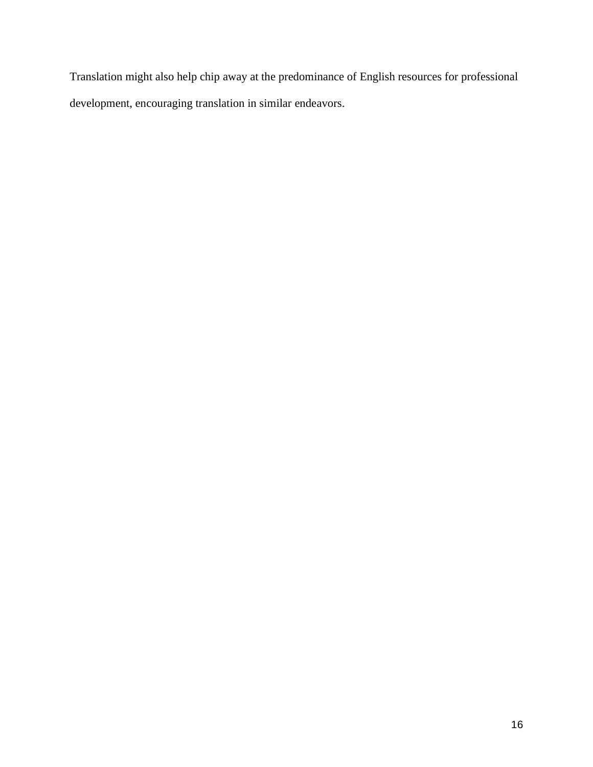Translation might also help chip away at the predominance of English resources for professional development, encouraging translation in similar endeavors.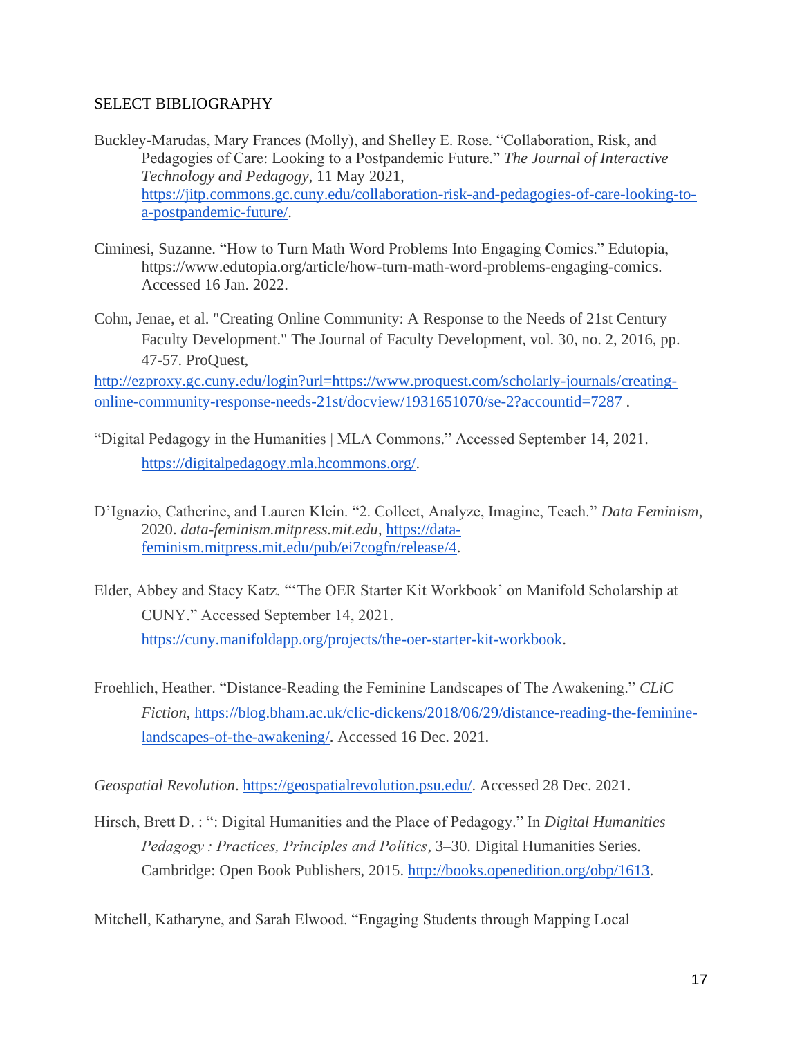## SELECT BIBLIOGRAPHY

Buckley-Marudas, Mary Frances (Molly), and Shelley E. Rose. "Collaboration, Risk, and Pedagogies of Care: Looking to a Postpandemic Future." *The Journal of Interactive Technology and Pedagogy*, 11 May 2021, https://jitp.commons.gc.cuny.edu/collaboration-risk-and-pedagogies-of-care-looking-to-a-postpandemic-future/.

Ciminesi, Suzanne. "How to Turn Math Word Problems Into Engaging Comics." Edutopia, https://www.edutopia.org/article/how-turn-math-word-problems-engaging-comics. Accessed 16 Jan. 2022.

Cohn, Jenae, et al. "Creating Online Community: A Response to the Needs of 21st Century Faculty Development." The Journal of Faculty Development, vol. 30, no. 2, 2016, pp. 47-57. ProQuest, http://ezproxy.gc.cuny.edu/login?url=https://www.proquest.com/scholarly-journals/creating-online-community-response-needs-21st/docview/1931651070/se-2?accountid=7287 .

"Digital Pedagogy in the Humanities | MLA Commons." Accessed September 14, 2021. https://digitalpedagogy.mla.hcommons.org/.

D'Ignazio, Catherine, and Lauren Klein. "2. Collect, Analyze, Imagine, Teach." *Data Feminism*, 2020. *data-feminism.mitpress.mit.edu*, https://data-feminism.mitpress.mit.edu/pub/ei7cogfn/release/4.

Elder, Abbey and Stacy Katz. "'The OER Starter Kit Workbook' on Manifold Scholarship at CUNY." Accessed September 14, 2021. https://cuny.manifoldapp.org/projects/the-oer-starter-kit-workbook.

Froehlich, Heather. "Distance-Reading the Feminine Landscapes of The Awakening." *CLiC Fiction*, https://blog.bham.ac.uk/clic-dickens/2018/06/29/distance-reading-the-feminine-landscapes-of-the-awakening/. Accessed 16 Dec. 2021.

*Geospatial Revolution*. https://geospatialrevolution.psu.edu/. Accessed 28 Dec. 2021.

Hirsch, Brett D. : ": Digital Humanities and the Place of Pedagogy." In *Digital Humanities Pedagogy : Practices, Principles and Politics*, 3–30. Digital Humanities Series. Cambridge: Open Book Publishers, 2015. http://books.openedition.org/obp/1613.

Mitchell, Katharyne, and Sarah Elwood. "Engaging Students through Mapping Local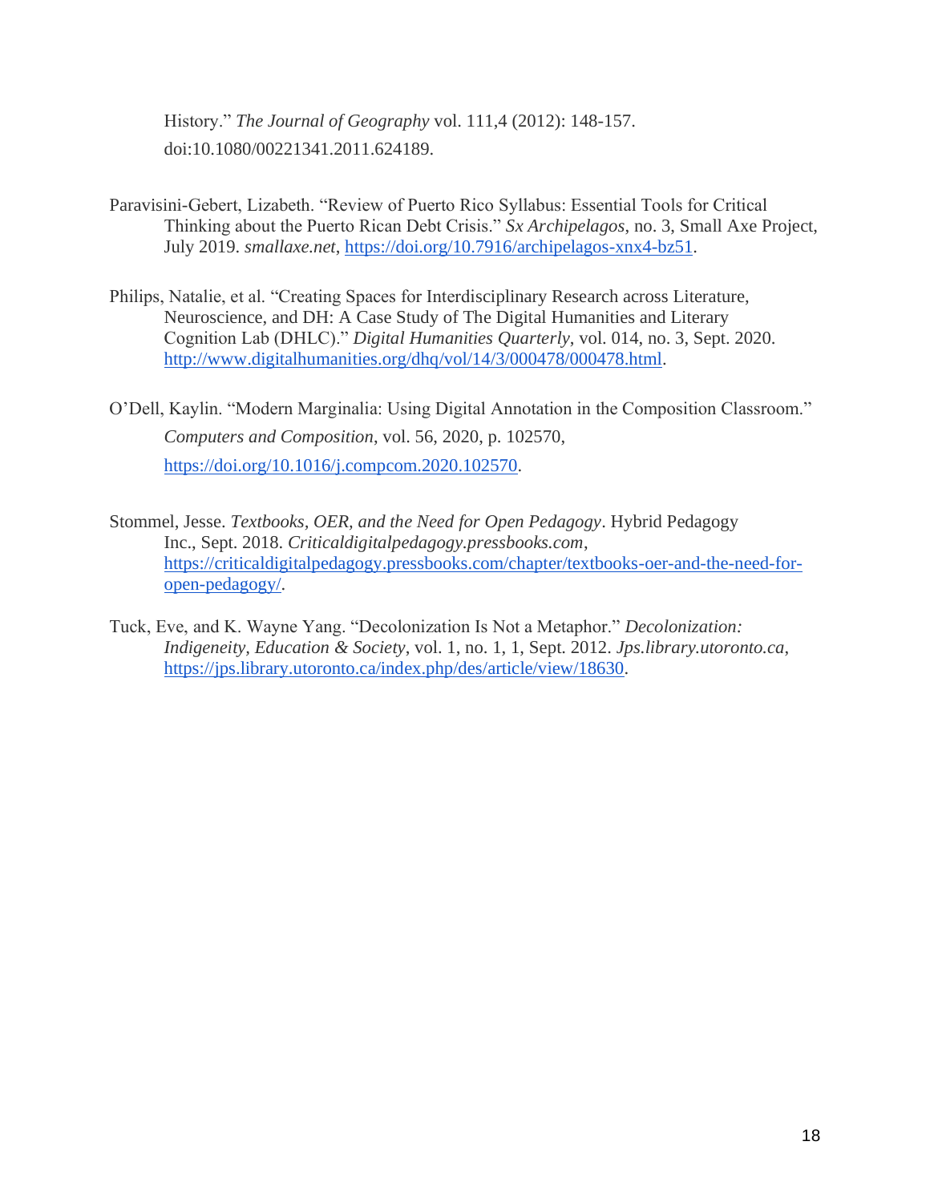History." *The Journal of Geography* vol. 111,4 (2012): 148-157. doi:10.1080/00221341.2011.624189.

Paravisini-Gebert, Lizabeth. "Review of Puerto Rico Syllabus: Essential Tools for Critical Thinking about the Puerto Rican Debt Crisis." *Sx Archipelagos*, no. 3, Small Axe Project, July 2019. *smallaxe.net*, https://doi.org/10.7916/archipelagos-xnx4-bz51.

Philips, Natalie, et al. "Creating Spaces for Interdisciplinary Research across Literature, Neuroscience, and DH: A Case Study of The Digital Humanities and Literary Cognition Lab (DHLC)." *Digital Humanities Quarterly*, vol. 014, no. 3, Sept. 2020. http://www.digitalhumanities.org/dhq/vol/14/3/000478/000478.html.

O'Dell, Kaylin. "Modern Marginalia: Using Digital Annotation in the Composition Classroom." *Computers and Composition*, vol. 56, 2020, p. 102570, https://doi.org/10.1016/j.compcom.2020.102570.

Stommel, Jesse. *Textbooks, OER, and the Need for Open Pedagogy*. Hybrid Pedagogy Inc., Sept. 2018. *Criticaldigitalpedagogy.pressbooks.com*, https://criticaldigitalpedagogy.pressbooks.com/chapter/textbooks-oer-and-the-need-for-open-pedagogy/.

Tuck, Eve, and K. Wayne Yang. "Decolonization Is Not a Metaphor." *Decolonization: Indigeneity, Education & Society*, vol. 1, no. 1, 1, Sept. 2012. *Jps.library.utoronto.ca*, https://jps.library.utoronto.ca/index.php/des/article/view/18630.